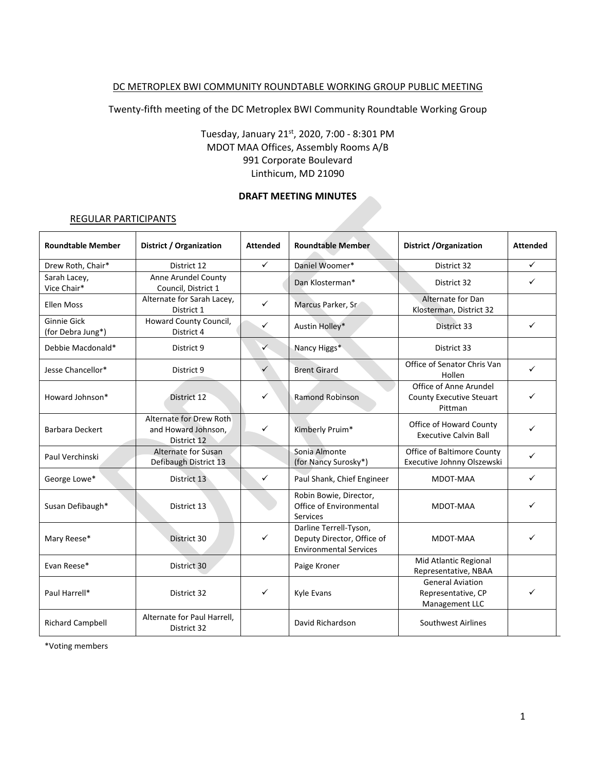DC METROPLEX BWI COMMUNITY ROUNDTABLE WORKING GROUP PUBLIC MEETING

Twenty-fifth meeting of the DC Metroplex BWI Community Roundtable Working Group

Tuesday, January 21st, 2020, 7:00 - 8:301 PM
MDOT MAA Offices, Assembly Rooms A/B
991 Corporate Boulevard
Linthicum, MD 21090

**DRAFT MEETING MINUTES**

REGULAR PARTICIPANTS

| Roundtable Member | District / Organization | Attended | Roundtable Member | District /Organization | Attended |
|---|---|---|---|---|---|
| Drew Roth, Chair* | District 12 | ✓ | Daniel Woomer* | District 32 | ✓ |
| Sarah Lacey, Vice Chair* | Anne Arundel County Council, District 1 | | Dan Klosterman* | District 32 | ✓ |
| Ellen Moss | Alternate for Sarah Lacey, District 1 | ✓ | Marcus Parker, Sr | Alternate for Dan Klosterman, District 32 | |
| Ginnie Gick (for Debra Jung*) | Howard County Council, District 4 | ✓ | Austin Holley* | District 33 | ✓ |
| Debbie Macdonald* | District 9 | ✓ | Nancy Higgs* | District 33 | |
| Jesse Chancellor* | District 9 | ✓ | Brent Girard | Office of Senator Chris Van Hollen | ✓ |
| Howard Johnson* | District 12 | ✓ | Ramond Robinson | Office of Anne Arundel County Executive Steuart Pittman | ✓ |
| Barbara Deckert | Alternate for Drew Roth and Howard Johnson, District 12 | ✓ | Kimberly Pruim* | Office of Howard County Executive Calvin Ball | ✓ |
| Paul Verchinski | Alternate for Susan Defibaugh District 13 | | Sonia Almonte (for Nancy Surosky*) | Office of Baltimore County Executive Johnny Olszewski | ✓ |
| George Lowe* | District 13 | ✓ | Paul Shank, Chief Engineer | MDOT-MAA | ✓ |
| Susan Defibaugh* | District 13 | | Robin Bowie, Director, Office of Environmental Services | MDOT-MAA | ✓ |
| Mary Reese* | District 30 | ✓ | Darline Terrell-Tyson, Deputy Director, Office of Environmental Services | MDOT-MAA | ✓ |
| Evan Reese* | District 30 | | Paige Kroner | Mid Atlantic Regional Representative, NBAA | |
| Paul Harrell* | District 32 | ✓ | Kyle Evans | General Aviation Representative, CP Management LLC | ✓ |
| Richard Campbell | Alternate for Paul Harrell, District 32 | | David Richardson | Southwest Airlines | |

*Voting members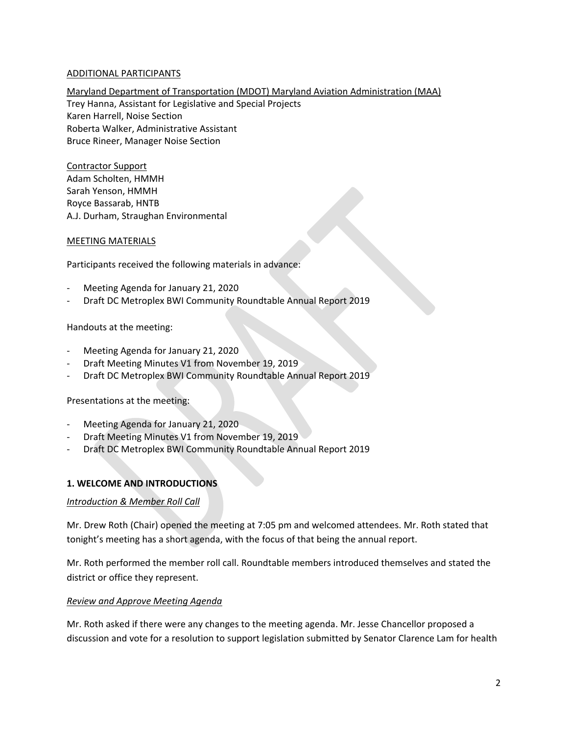ADDITIONAL PARTICIPANTS

Maryland Department of Transportation (MDOT) Maryland Aviation Administration (MAA)
Trey Hanna, Assistant for Legislative and Special Projects
Karen Harrell, Noise Section
Roberta Walker, Administrative Assistant
Bruce Rineer, Manager Noise Section

Contractor Support
Adam Scholten, HMMH
Sarah Yenson, HMMH
Royce Bassarab, HNTB
A.J. Durham, Straughan Environmental

MEETING MATERIALS

Participants received the following materials in advance:

- Meeting Agenda for January 21, 2020
- Draft DC Metroplex BWI Community Roundtable Annual Report 2019

Handouts at the meeting:

- Meeting Agenda for January 21, 2020
- Draft Meeting Minutes V1 from November 19, 2019
- Draft DC Metroplex BWI Community Roundtable Annual Report 2019

Presentations at the meeting:

- Meeting Agenda for January 21, 2020
- Draft Meeting Minutes V1 from November 19, 2019
- Draft DC Metroplex BWI Community Roundtable Annual Report 2019

## 1. WELCOME AND INTRODUCTIONS

*Introduction & Member Roll Call*

Mr. Drew Roth (Chair) opened the meeting at 7:05 pm and welcomed attendees. Mr. Roth stated that tonight's meeting has a short agenda, with the focus of that being the annual report.

Mr. Roth performed the member roll call. Roundtable members introduced themselves and stated the district or office they represent.

*Review and Approve Meeting Agenda*

Mr. Roth asked if there were any changes to the meeting agenda. Mr. Jesse Chancellor proposed a discussion and vote for a resolution to support legislation submitted by Senator Clarence Lam for health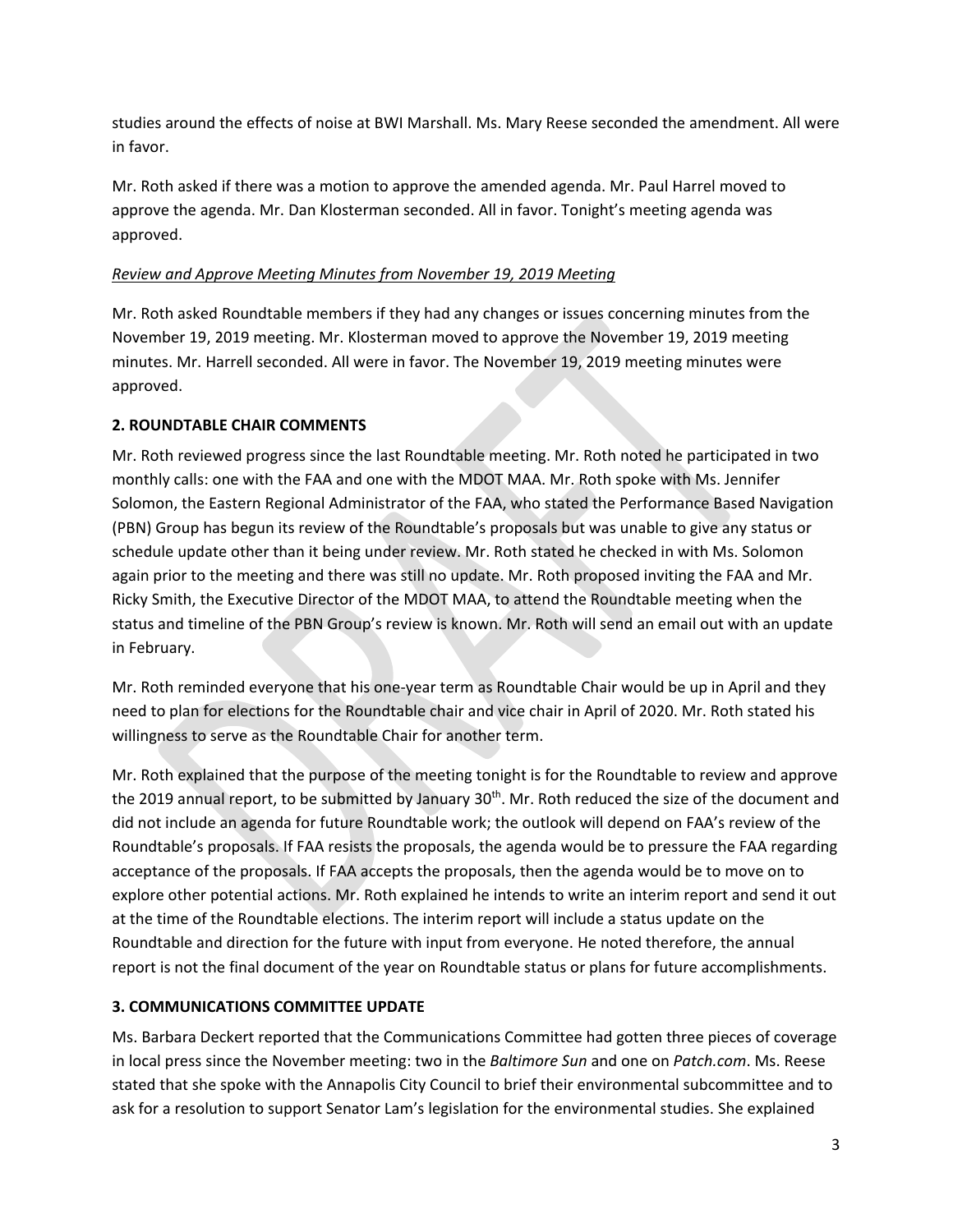studies around the effects of noise at BWI Marshall. Ms. Mary Reese seconded the amendment. All were in favor.

Mr. Roth asked if there was a motion to approve the amended agenda. Mr. Paul Harrel moved to approve the agenda. Mr. Dan Klosterman seconded. All in favor. Tonight's meeting agenda was approved.

*Review and Approve Meeting Minutes from November 19, 2019 Meeting*

Mr. Roth asked Roundtable members if they had any changes or issues concerning minutes from the November 19, 2019 meeting. Mr. Klosterman moved to approve the November 19, 2019 meeting minutes. Mr. Harrell seconded. All were in favor. The November 19, 2019 meeting minutes were approved.

**2. ROUNDTABLE CHAIR COMMENTS**

Mr. Roth reviewed progress since the last Roundtable meeting. Mr. Roth noted he participated in two monthly calls: one with the FAA and one with the MDOT MAA. Mr. Roth spoke with Ms. Jennifer Solomon, the Eastern Regional Administrator of the FAA, who stated the Performance Based Navigation (PBN) Group has begun its review of the Roundtable's proposals but was unable to give any status or schedule update other than it being under review. Mr. Roth stated he checked in with Ms. Solomon again prior to the meeting and there was still no update. Mr. Roth proposed inviting the FAA and Mr. Ricky Smith, the Executive Director of the MDOT MAA, to attend the Roundtable meeting when the status and timeline of the PBN Group's review is known. Mr. Roth will send an email out with an update in February.

Mr. Roth reminded everyone that his one-year term as Roundtable Chair would be up in April and they need to plan for elections for the Roundtable chair and vice chair in April of 2020. Mr. Roth stated his willingness to serve as the Roundtable Chair for another term.

Mr. Roth explained that the purpose of the meeting tonight is for the Roundtable to review and approve the 2019 annual report, to be submitted by January 30th. Mr. Roth reduced the size of the document and did not include an agenda for future Roundtable work; the outlook will depend on FAA's review of the Roundtable's proposals. If FAA resists the proposals, the agenda would be to pressure the FAA regarding acceptance of the proposals. If FAA accepts the proposals, then the agenda would be to move on to explore other potential actions. Mr. Roth explained he intends to write an interim report and send it out at the time of the Roundtable elections. The interim report will include a status update on the Roundtable and direction for the future with input from everyone. He noted therefore, the annual report is not the final document of the year on Roundtable status or plans for future accomplishments.

**3. COMMUNICATIONS COMMITTEE UPDATE**

Ms. Barbara Deckert reported that the Communications Committee had gotten three pieces of coverage in local press since the November meeting: two in the *Baltimore Sun* and one on *Patch.com*. Ms. Reese stated that she spoke with the Annapolis City Council to brief their environmental subcommittee and to ask for a resolution to support Senator Lam's legislation for the environmental studies. She explained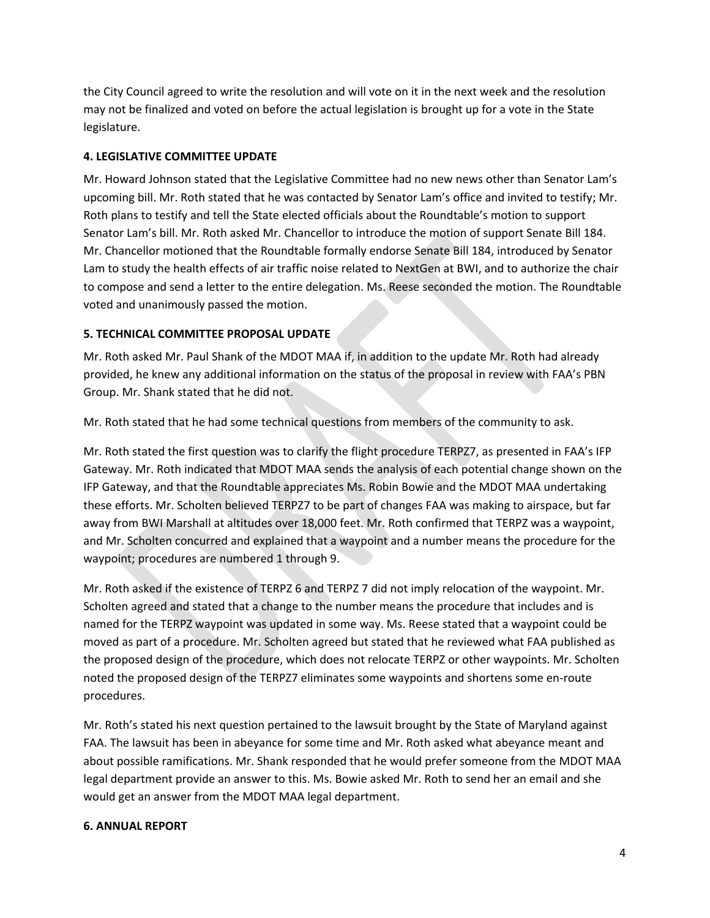the City Council agreed to write the resolution and will vote on it in the next week and the resolution may not be finalized and voted on before the actual legislation is brought up for a vote in the State legislature.

**4. LEGISLATIVE COMMITTEE UPDATE**

Mr. Howard Johnson stated that the Legislative Committee had no new news other than Senator Lam's upcoming bill. Mr. Roth stated that he was contacted by Senator Lam's office and invited to testify; Mr. Roth plans to testify and tell the State elected officials about the Roundtable's motion to support Senator Lam's bill. Mr. Roth asked Mr. Chancellor to introduce the motion of support Senate Bill 184. Mr. Chancellor motioned that the Roundtable formally endorse Senate Bill 184, introduced by Senator Lam to study the health effects of air traffic noise related to NextGen at BWI, and to authorize the chair to compose and send a letter to the entire delegation. Ms. Reese seconded the motion. The Roundtable voted and unanimously passed the motion.

**5. TECHNICAL COMMITTEE PROPOSAL UPDATE**

Mr. Roth asked Mr. Paul Shank of the MDOT MAA if, in addition to the update Mr. Roth had already provided, he knew any additional information on the status of the proposal in review with FAA's PBN Group. Mr. Shank stated that he did not.

Mr. Roth stated that he had some technical questions from members of the community to ask.

Mr. Roth stated the first question was to clarify the flight procedure TERPZ7, as presented in FAA's IFP Gateway. Mr. Roth indicated that MDOT MAA sends the analysis of each potential change shown on the IFP Gateway, and that the Roundtable appreciates Ms. Robin Bowie and the MDOT MAA undertaking these efforts. Mr. Scholten believed TERPZ7 to be part of changes FAA was making to airspace, but far away from BWI Marshall at altitudes over 18,000 feet. Mr. Roth confirmed that TERPZ was a waypoint, and Mr. Scholten concurred and explained that a waypoint and a number means the procedure for the waypoint; procedures are numbered 1 through 9.

Mr. Roth asked if the existence of TERPZ 6 and TERPZ 7 did not imply relocation of the waypoint. Mr. Scholten agreed and stated that a change to the number means the procedure that includes and is named for the TERPZ waypoint was updated in some way. Ms. Reese stated that a waypoint could be moved as part of a procedure. Mr. Scholten agreed but stated that he reviewed what FAA published as the proposed design of the procedure, which does not relocate TERPZ or other waypoints. Mr. Scholten noted the proposed design of the TERPZ7 eliminates some waypoints and shortens some en-route procedures.

Mr. Roth's stated his next question pertained to the lawsuit brought by the State of Maryland against FAA. The lawsuit has been in abeyance for some time and Mr. Roth asked what abeyance meant and about possible ramifications. Mr. Shank responded that he would prefer someone from the MDOT MAA legal department provide an answer to this. Ms. Bowie asked Mr. Roth to send her an email and she would get an answer from the MDOT MAA legal department.

**6. ANNUAL REPORT**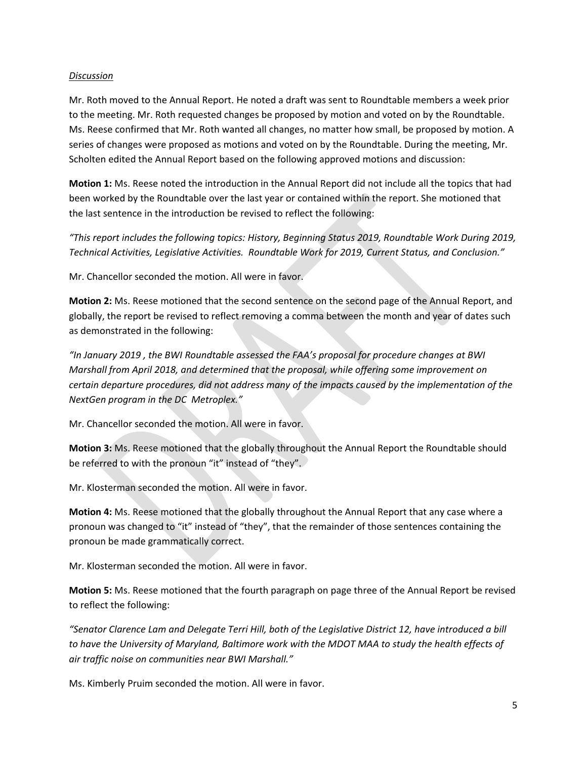*Discussion*

Mr. Roth moved to the Annual Report. He noted a draft was sent to Roundtable members a week prior to the meeting. Mr. Roth requested changes be proposed by motion and voted on by the Roundtable. Ms. Reese confirmed that Mr. Roth wanted all changes, no matter how small, be proposed by motion. A series of changes were proposed as motions and voted on by the Roundtable. During the meeting, Mr. Scholten edited the Annual Report based on the following approved motions and discussion:

**Motion 1:** Ms. Reese noted the introduction in the Annual Report did not include all the topics that had been worked by the Roundtable over the last year or contained within the report. She motioned that the last sentence in the introduction be revised to reflect the following:

*"This report includes the following topics: History, Beginning Status 2019, Roundtable Work During 2019, Technical Activities, Legislative Activities. Roundtable Work for 2019, Current Status, and Conclusion."*

Mr. Chancellor seconded the motion. All were in favor.

**Motion 2:** Ms. Reese motioned that the second sentence on the second page of the Annual Report, and globally, the report be revised to reflect removing a comma between the month and year of dates such as demonstrated in the following:

*"In January 2019 , the BWI Roundtable assessed the FAA's proposal for procedure changes at BWI Marshall from April 2018, and determined that the proposal, while offering some improvement on certain departure procedures, did not address many of the impacts caused by the implementation of the NextGen program in the DC Metroplex."*

Mr. Chancellor seconded the motion. All were in favor.

**Motion 3:** Ms. Reese motioned that the globally throughout the Annual Report the Roundtable should be referred to with the pronoun "it" instead of "they".

Mr. Klosterman seconded the motion. All were in favor.

**Motion 4:** Ms. Reese motioned that the globally throughout the Annual Report that any case where a pronoun was changed to "it" instead of "they", that the remainder of those sentences containing the pronoun be made grammatically correct.

Mr. Klosterman seconded the motion. All were in favor.

**Motion 5:** Ms. Reese motioned that the fourth paragraph on page three of the Annual Report be revised to reflect the following:

*"Senator Clarence Lam and Delegate Terri Hill, both of the Legislative District 12, have introduced a bill to have the University of Maryland, Baltimore work with the MDOT MAA to study the health effects of air traffic noise on communities near BWI Marshall."*

Ms. Kimberly Pruim seconded the motion. All were in favor.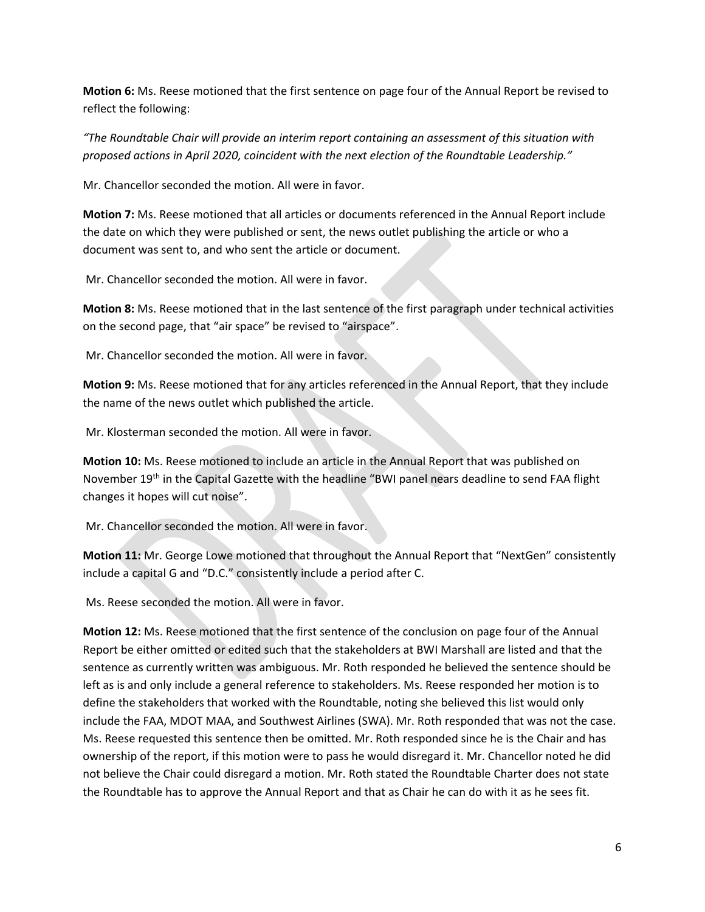**Motion 6:** Ms. Reese motioned that the first sentence on page four of the Annual Report be revised to reflect the following:

*"The Roundtable Chair will provide an interim report containing an assessment of this situation with proposed actions in April 2020, coincident with the next election of the Roundtable Leadership."*

Mr. Chancellor seconded the motion. All were in favor.

**Motion 7:** Ms. Reese motioned that all articles or documents referenced in the Annual Report include the date on which they were published or sent, the news outlet publishing the article or who a document was sent to, and who sent the article or document.

Mr. Chancellor seconded the motion. All were in favor.

**Motion 8:** Ms. Reese motioned that in the last sentence of the first paragraph under technical activities on the second page, that "air space" be revised to "airspace".

Mr. Chancellor seconded the motion. All were in favor.

**Motion 9:** Ms. Reese motioned that for any articles referenced in the Annual Report, that they include the name of the news outlet which published the article.

Mr. Klosterman seconded the motion. All were in favor.

**Motion 10:** Ms. Reese motioned to include an article in the Annual Report that was published on November 19th in the Capital Gazette with the headline "BWI panel nears deadline to send FAA flight changes it hopes will cut noise".

Mr. Chancellor seconded the motion. All were in favor.

**Motion 11:** Mr. George Lowe motioned that throughout the Annual Report that "NextGen" consistently include a capital G and "D.C." consistently include a period after C.

Ms. Reese seconded the motion. All were in favor.

**Motion 12:** Ms. Reese motioned that the first sentence of the conclusion on page four of the Annual Report be either omitted or edited such that the stakeholders at BWI Marshall are listed and that the sentence as currently written was ambiguous. Mr. Roth responded he believed the sentence should be left as is and only include a general reference to stakeholders. Ms. Reese responded her motion is to define the stakeholders that worked with the Roundtable, noting she believed this list would only include the FAA, MDOT MAA, and Southwest Airlines (SWA). Mr. Roth responded that was not the case. Ms. Reese requested this sentence then be omitted. Mr. Roth responded since he is the Chair and has ownership of the report, if this motion were to pass he would disregard it. Mr. Chancellor noted he did not believe the Chair could disregard a motion. Mr. Roth stated the Roundtable Charter does not state the Roundtable has to approve the Annual Report and that as Chair he can do with it as he sees fit.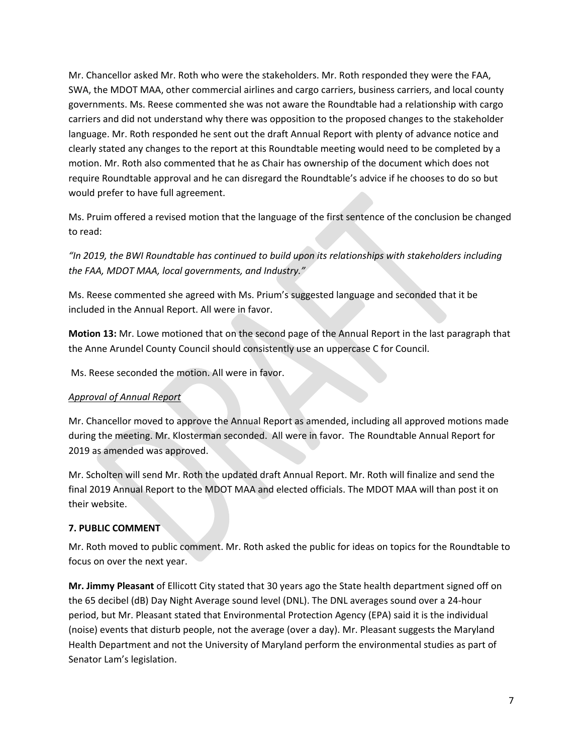Mr. Chancellor asked Mr. Roth who were the stakeholders. Mr. Roth responded they were the FAA, SWA, the MDOT MAA, other commercial airlines and cargo carriers, business carriers, and local county governments. Ms. Reese commented she was not aware the Roundtable had a relationship with cargo carriers and did not understand why there was opposition to the proposed changes to the stakeholder language. Mr. Roth responded he sent out the draft Annual Report with plenty of advance notice and clearly stated any changes to the report at this Roundtable meeting would need to be completed by a motion. Mr. Roth also commented that he as Chair has ownership of the document which does not require Roundtable approval and he can disregard the Roundtable's advice if he chooses to do so but would prefer to have full agreement.

Ms. Pruim offered a revised motion that the language of the first sentence of the conclusion be changed to read:

*"In 2019, the BWI Roundtable has continued to build upon its relationships with stakeholders including the FAA, MDOT MAA, local governments, and Industry."*

Ms. Reese commented she agreed with Ms. Prium's suggested language and seconded that it be included in the Annual Report. All were in favor.

**Motion 13:** Mr. Lowe motioned that on the second page of the Annual Report in the last paragraph that the Anne Arundel County Council should consistently use an uppercase C for Council.

Ms. Reese seconded the motion. All were in favor.

*Approval of Annual Report*

Mr. Chancellor moved to approve the Annual Report as amended, including all approved motions made during the meeting. Mr. Klosterman seconded. All were in favor. The Roundtable Annual Report for 2019 as amended was approved.

Mr. Scholten will send Mr. Roth the updated draft Annual Report. Mr. Roth will finalize and send the final 2019 Annual Report to the MDOT MAA and elected officials. The MDOT MAA will than post it on their website.

### 7. PUBLIC COMMENT

Mr. Roth moved to public comment. Mr. Roth asked the public for ideas on topics for the Roundtable to focus on over the next year.

**Mr. Jimmy Pleasant** of Ellicott City stated that 30 years ago the State health department signed off on the 65 decibel (dB) Day Night Average sound level (DNL). The DNL averages sound over a 24-hour period, but Mr. Pleasant stated that Environmental Protection Agency (EPA) said it is the individual (noise) events that disturb people, not the average (over a day). Mr. Pleasant suggests the Maryland Health Department and not the University of Maryland perform the environmental studies as part of Senator Lam's legislation.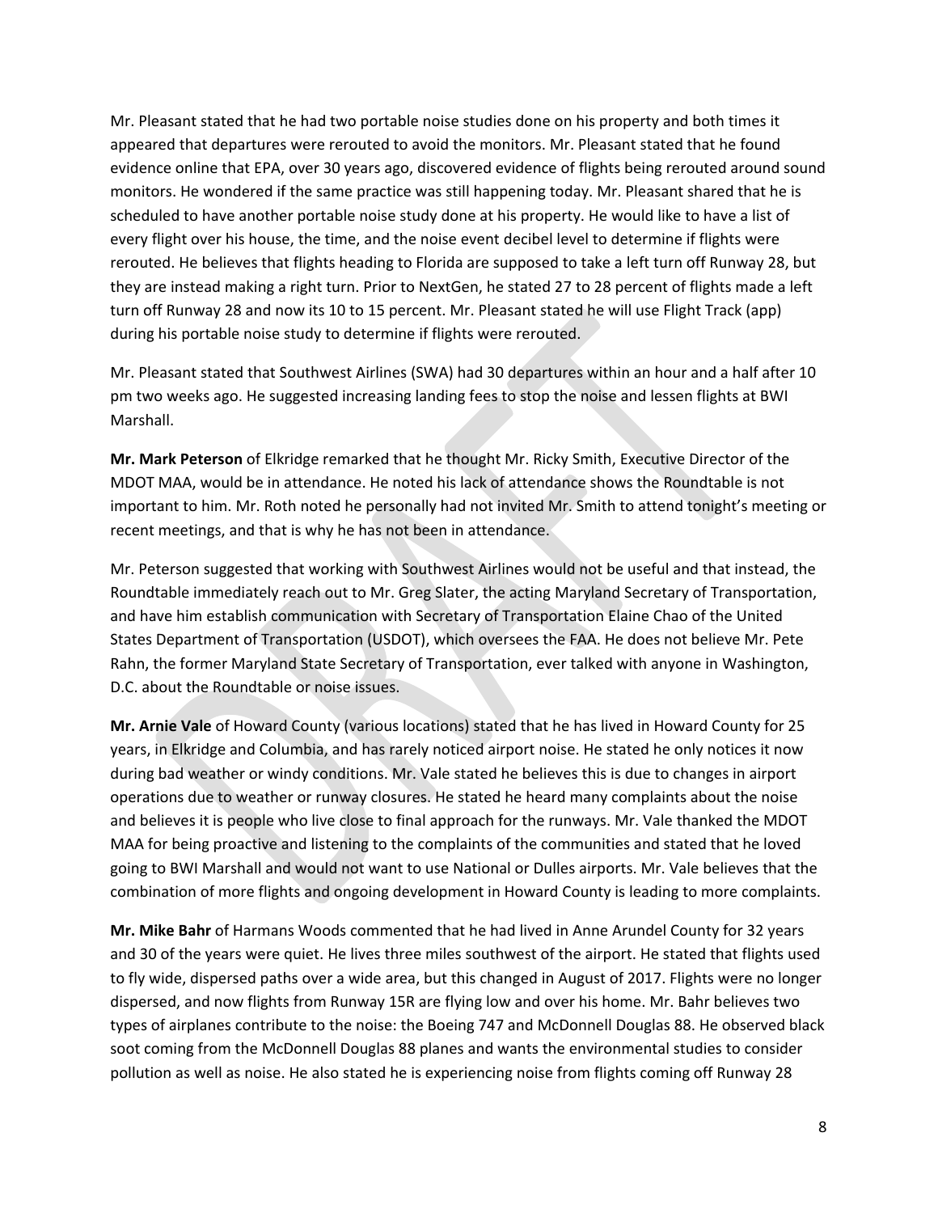Mr. Pleasant stated that he had two portable noise studies done on his property and both times it appeared that departures were rerouted to avoid the monitors. Mr. Pleasant stated that he found evidence online that EPA, over 30 years ago, discovered evidence of flights being rerouted around sound monitors. He wondered if the same practice was still happening today. Mr. Pleasant shared that he is scheduled to have another portable noise study done at his property. He would like to have a list of every flight over his house, the time, and the noise event decibel level to determine if flights were rerouted. He believes that flights heading to Florida are supposed to take a left turn off Runway 28, but they are instead making a right turn. Prior to NextGen, he stated 27 to 28 percent of flights made a left turn off Runway 28 and now its 10 to 15 percent. Mr. Pleasant stated he will use Flight Track (app) during his portable noise study to determine if flights were rerouted.

Mr. Pleasant stated that Southwest Airlines (SWA) had 30 departures within an hour and a half after 10 pm two weeks ago. He suggested increasing landing fees to stop the noise and lessen flights at BWI Marshall.

**Mr. Mark Peterson** of Elkridge remarked that he thought Mr. Ricky Smith, Executive Director of the MDOT MAA, would be in attendance. He noted his lack of attendance shows the Roundtable is not important to him. Mr. Roth noted he personally had not invited Mr. Smith to attend tonight's meeting or recent meetings, and that is why he has not been in attendance.

Mr. Peterson suggested that working with Southwest Airlines would not be useful and that instead, the Roundtable immediately reach out to Mr. Greg Slater, the acting Maryland Secretary of Transportation, and have him establish communication with Secretary of Transportation Elaine Chao of the United States Department of Transportation (USDOT), which oversees the FAA. He does not believe Mr. Pete Rahn, the former Maryland State Secretary of Transportation, ever talked with anyone in Washington, D.C. about the Roundtable or noise issues.

**Mr. Arnie Vale** of Howard County (various locations) stated that he has lived in Howard County for 25 years, in Elkridge and Columbia, and has rarely noticed airport noise. He stated he only notices it now during bad weather or windy conditions. Mr. Vale stated he believes this is due to changes in airport operations due to weather or runway closures. He stated he heard many complaints about the noise and believes it is people who live close to final approach for the runways. Mr. Vale thanked the MDOT MAA for being proactive and listening to the complaints of the communities and stated that he loved going to BWI Marshall and would not want to use National or Dulles airports. Mr. Vale believes that the combination of more flights and ongoing development in Howard County is leading to more complaints.

**Mr. Mike Bahr** of Harmans Woods commented that he had lived in Anne Arundel County for 32 years and 30 of the years were quiet. He lives three miles southwest of the airport. He stated that flights used to fly wide, dispersed paths over a wide area, but this changed in August of 2017. Flights were no longer dispersed, and now flights from Runway 15R are flying low and over his home. Mr. Bahr believes two types of airplanes contribute to the noise: the Boeing 747 and McDonnell Douglas 88. He observed black soot coming from the McDonnell Douglas 88 planes and wants the environmental studies to consider pollution as well as noise. He also stated he is experiencing noise from flights coming off Runway 28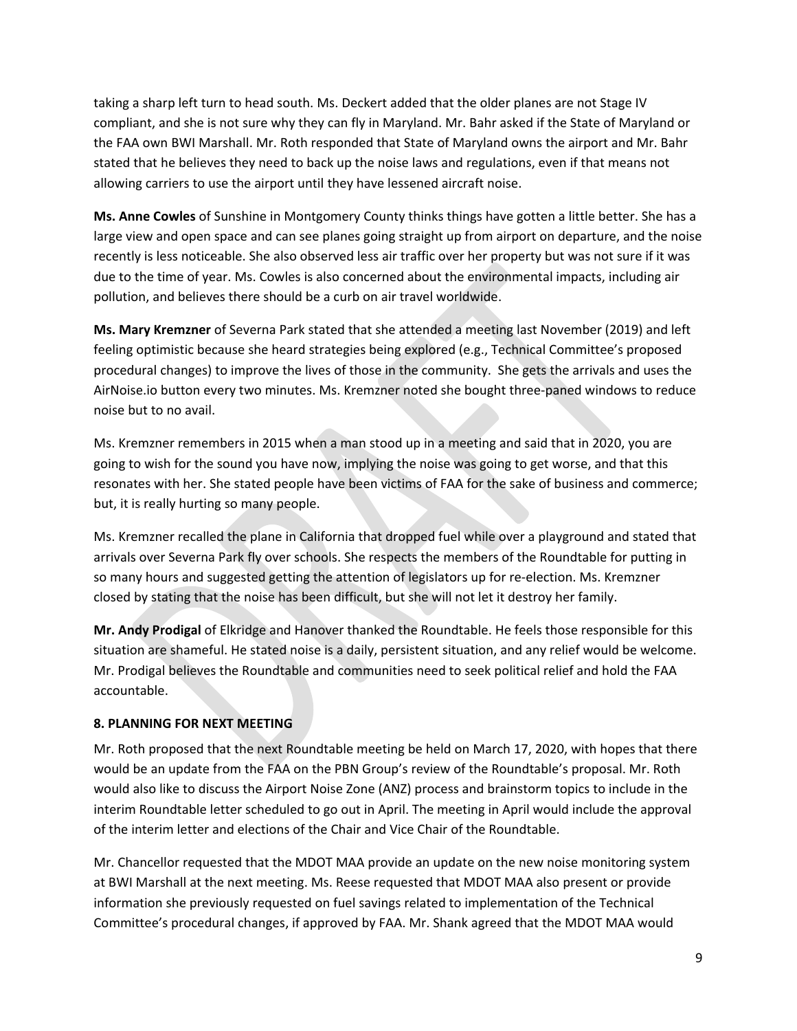taking a sharp left turn to head south. Ms. Deckert added that the older planes are not Stage IV compliant, and she is not sure why they can fly in Maryland. Mr. Bahr asked if the State of Maryland or the FAA own BWI Marshall. Mr. Roth responded that State of Maryland owns the airport and Mr. Bahr stated that he believes they need to back up the noise laws and regulations, even if that means not allowing carriers to use the airport until they have lessened aircraft noise.

**Ms. Anne Cowles** of Sunshine in Montgomery County thinks things have gotten a little better. She has a large view and open space and can see planes going straight up from airport on departure, and the noise recently is less noticeable. She also observed less air traffic over her property but was not sure if it was due to the time of year. Ms. Cowles is also concerned about the environmental impacts, including air pollution, and believes there should be a curb on air travel worldwide.

**Ms. Mary Kremzner** of Severna Park stated that she attended a meeting last November (2019) and left feeling optimistic because she heard strategies being explored (e.g., Technical Committee's proposed procedural changes) to improve the lives of those in the community. She gets the arrivals and uses the AirNoise.io button every two minutes. Ms. Kremzner noted she bought three-paned windows to reduce noise but to no avail.

Ms. Kremzner remembers in 2015 when a man stood up in a meeting and said that in 2020, you are going to wish for the sound you have now, implying the noise was going to get worse, and that this resonates with her. She stated people have been victims of FAA for the sake of business and commerce; but, it is really hurting so many people.

Ms. Kremzner recalled the plane in California that dropped fuel while over a playground and stated that arrivals over Severna Park fly over schools. She respects the members of the Roundtable for putting in so many hours and suggested getting the attention of legislators up for re-election. Ms. Kremzner closed by stating that the noise has been difficult, but she will not let it destroy her family.

**Mr. Andy Prodigal** of Elkridge and Hanover thanked the Roundtable. He feels those responsible for this situation are shameful. He stated noise is a daily, persistent situation, and any relief would be welcome. Mr. Prodigal believes the Roundtable and communities need to seek political relief and hold the FAA accountable.

### 8. PLANNING FOR NEXT MEETING

Mr. Roth proposed that the next Roundtable meeting be held on March 17, 2020, with hopes that there would be an update from the FAA on the PBN Group's review of the Roundtable's proposal. Mr. Roth would also like to discuss the Airport Noise Zone (ANZ) process and brainstorm topics to include in the interim Roundtable letter scheduled to go out in April. The meeting in April would include the approval of the interim letter and elections of the Chair and Vice Chair of the Roundtable.

Mr. Chancellor requested that the MDOT MAA provide an update on the new noise monitoring system at BWI Marshall at the next meeting. Ms. Reese requested that MDOT MAA also present or provide information she previously requested on fuel savings related to implementation of the Technical Committee's procedural changes, if approved by FAA. Mr. Shank agreed that the MDOT MAA would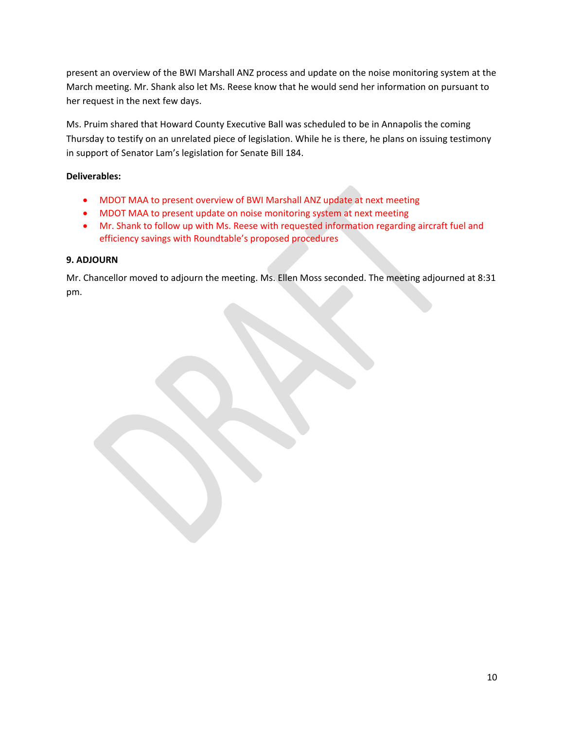present an overview of the BWI Marshall ANZ process and update on the noise monitoring system at the March meeting. Mr. Shank also let Ms. Reese know that he would send her information on pursuant to her request in the next few days.

Ms. Pruim shared that Howard County Executive Ball was scheduled to be in Annapolis the coming Thursday to testify on an unrelated piece of legislation. While he is there, he plans on issuing testimony in support of Senator Lam's legislation for Senate Bill 184.

**Deliverables:**

- MDOT MAA to present overview of BWI Marshall ANZ update at next meeting
- MDOT MAA to present update on noise monitoring system at next meeting
- Mr. Shank to follow up with Ms. Reese with requested information regarding aircraft fuel and efficiency savings with Roundtable's proposed procedures

**9. ADJOURN**

Mr. Chancellor moved to adjourn the meeting. Ms. Ellen Moss seconded. The meeting adjourned at 8:31 pm.